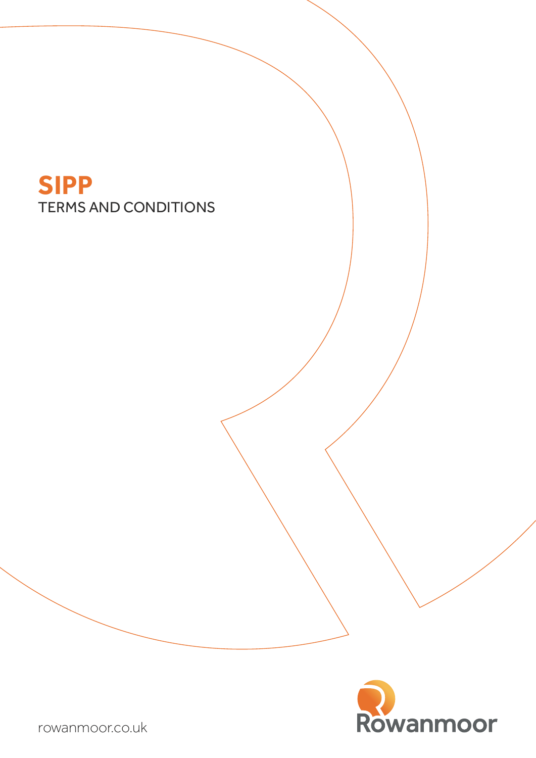# SIPP

TERMS AND CONDITIONS

rowanmoor.co.uk

Rowanmoor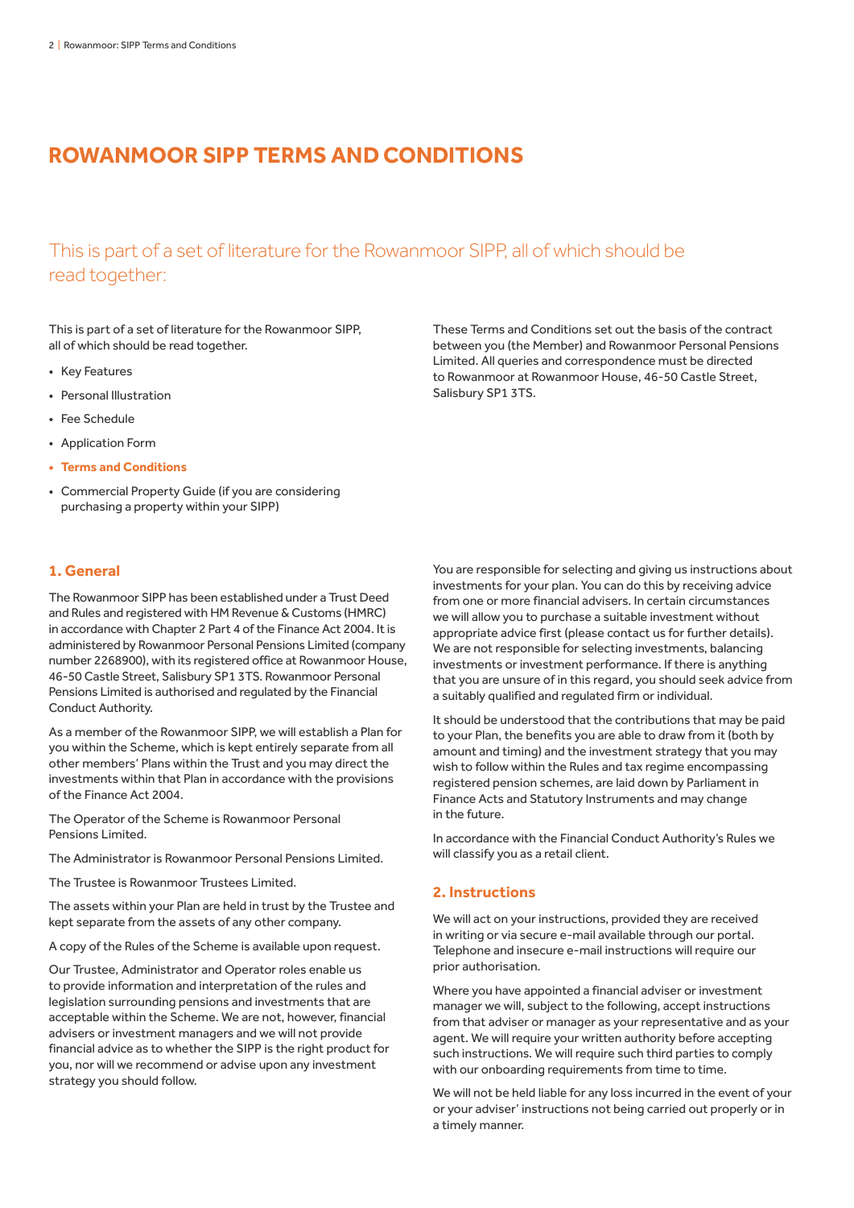# ROWANMOOR SIPP TERMS AND CONDITIONS

## This is part of a set of literature for the Rowanmoor SIPP, all of which should be read together:

This is part of a set of literature for the Rowanmoor SIPP, all of which should be read together.

- Key Features
- Personal Illustration
- Fee Schedule
- Application Form
- **Terms and Conditions**
- Commercial Property Guide (if you are considering purchasing a property within your SIPP)

These Terms and Conditions set out the basis of the contract between you (the Member) and Rowanmoor Personal Pensions Limited. All queries and correspondence must be directed to Rowanmoor at Rowanmoor House, 46-50 Castle Street, Salisbury SP1 3TS.

### 1. General

The Rowanmoor SIPP has been established under a Trust Deed and Rules and registered with HM Revenue & Customs (HMRC) in accordance with Chapter 2 Part 4 of the Finance Act 2004. It is administered by Rowanmoor Personal Pensions Limited (company number 2268900), with its registered office at Rowanmoor House, 46-50 Castle Street, Salisbury SP1 3TS. Rowanmoor Personal Pensions Limited is authorised and regulated by the Financial Conduct Authority.

As a member of the Rowanmoor SIPP, we will establish a Plan for you within the Scheme, which is kept entirely separate from all other members' Plans within the Trust and you may direct the investments within that Plan in accordance with the provisions of the Finance Act 2004.

The Operator of the Scheme is Rowanmoor Personal Pensions Limited.

The Administrator is Rowanmoor Personal Pensions Limited.

The Trustee is Rowanmoor Trustees Limited.

The assets within your Plan are held in trust by the Trustee and kept separate from the assets of any other company.

A copy of the Rules of the Scheme is available upon request.

Our Trustee, Administrator and Operator roles enable us to provide information and interpretation of the rules and legislation surrounding pensions and investments that are acceptable within the Scheme. We are not, however, financial advisers or investment managers and we will not provide financial advice as to whether the SIPP is the right product for you, nor will we recommend or advise upon any investment strategy you should follow.

You are responsible for selecting and giving us instructions about investments for your plan. You can do this by receiving advice from one or more financial advisers. In certain circumstances we will allow you to purchase a suitable investment without appropriate advice first (please contact us for further details). We are not responsible for selecting investments, balancing investments or investment performance. If there is anything that you are unsure of in this regard, you should seek advice from a suitably qualified and regulated firm or individual.

It should be understood that the contributions that may be paid to your Plan, the benefits you are able to draw from it (both by amount and timing) and the investment strategy that you may wish to follow within the Rules and tax regime encompassing registered pension schemes, are laid down by Parliament in Finance Acts and Statutory Instruments and may change in the future.

In accordance with the Financial Conduct Authority's Rules we will classify you as a retail client.

### 2. Instructions

We will act on your instructions, provided they are received in writing or via secure e-mail available through our portal. Telephone and insecure e-mail instructions will require our prior authorisation.

Where you have appointed a financial adviser or investment manager we will, subject to the following, accept instructions from that adviser or manager as your representative and as your agent. We will require your written authority before accepting such instructions. We will require such third parties to comply with our onboarding requirements from time to time.

We will not be held liable for any loss incurred in the event of your or your adviser' instructions not being carried out properly or in a timely manner.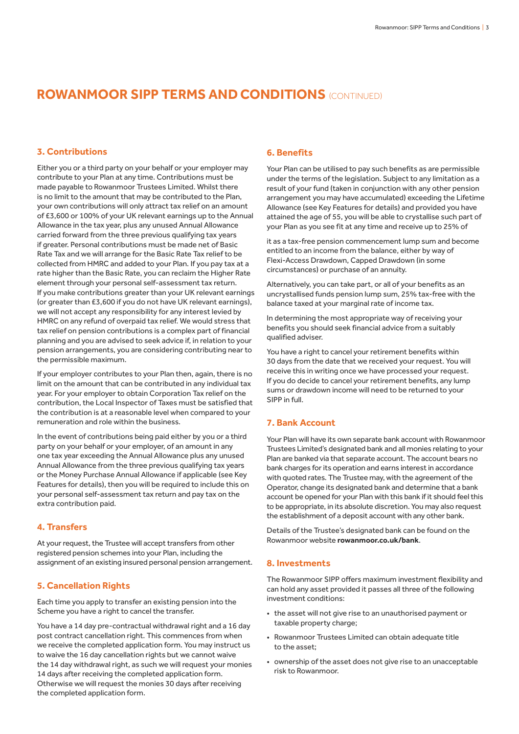# ROWANMOOR SIPP TERMS AND CONDITIONS (CONTINUED)

## 3. Contributions

Either you or a third party on your behalf or your employer may contribute to your Plan at any time. Contributions must be made payable to Rowanmoor Trustees Limited. Whilst there is no limit to the amount that may be contributed to the Plan, your own contributions will only attract tax relief on an amount of £3,600 or 100% of your UK relevant earnings up to the Annual Allowance in the tax year, plus any unused Annual Allowance carried forward from the three previous qualifying tax years if greater. Personal contributions must be made net of Basic Rate Tax and we will arrange for the Basic Rate Tax relief to be collected from HMRC and added to your Plan. If you pay tax at a rate higher than the Basic Rate, you can reclaim the Higher Rate element through your personal self-assessment tax return. If you make contributions greater than your UK relevant earnings (or greater than £3,600 if you do not have UK relevant earnings), we will not accept any responsibility for any interest levied by HMRC on any refund of overpaid tax relief. We would stress that tax relief on pension contributions is a complex part of financial planning and you are advised to seek advice if, in relation to your pension arrangements, you are considering contributing near to the permissible maximum.

If your employer contributes to your Plan then, again, there is no limit on the amount that can be contributed in any individual tax year. For your employer to obtain Corporation Tax relief on the contribution, the Local Inspector of Taxes must be satisfied that the contribution is at a reasonable level when compared to your remuneration and role within the business.

In the event of contributions being paid either by you or a third party on your behalf or your employer, of an amount in any one tax year exceeding the Annual Allowance plus any unused Annual Allowance from the three previous qualifying tax years or the Money Purchase Annual Allowance if applicable (see Key Features for details), then you will be required to include this on your personal self-assessment tax return and pay tax on the extra contribution paid.

## 4. Transfers

At your request, the Trustee will accept transfers from other registered pension schemes into your Plan, including the assignment of an existing insured personal pension arrangement.

## 5. Cancellation Rights

Each time you apply to transfer an existing pension into the Scheme you have a right to cancel the transfer.

You have a 14 day pre-contractual withdrawal right and a 16 day post contract cancellation right. This commences from when we receive the completed application form. You may instruct us to waive the 16 day cancellation rights but we cannot waive the 14 day withdrawal right, as such we will request your monies 14 days after receiving the completed application form. Otherwise we will request the monies 30 days after receiving the completed application form.

## 6. Benefits

Your Plan can be utilised to pay such benefits as are permissible under the terms of the legislation. Subject to any limitation as a result of your fund (taken in conjunction with any other pension arrangement you may have accumulated) exceeding the Lifetime Allowance (see Key Features for details) and provided you have attained the age of 55, you will be able to crystallise such part of your Plan as you see fit at any time and receive up to 25% of it as a tax-free pension commencement lump sum and become entitled to an income from the balance, either by way of Flexi-Access Drawdown, Capped Drawdown (in some circumstances) or purchase of an annuity.

Alternatively, you can take part, or all of your benefits as an uncrystallised funds pension lump sum, 25% tax-free with the balance taxed at your marginal rate of income tax.

In determining the most appropriate way of receiving your benefits you should seek financial advice from a suitably qualified adviser.

You have a right to cancel your retirement benefits within 30 days from the date that we received your request. You will receive this in writing once we have processed your request. If you do decide to cancel your retirement benefits, any lump sums or drawdown income will need to be returned to your SIPP in full.

## 7. Bank Account

Your Plan will have its own separate bank account with Rowanmoor Trustees Limited's designated bank and all monies relating to your Plan are banked via that separate account. The account bears no bank charges for its operation and earns interest in accordance with quoted rates. The Trustee may, with the agreement of the Operator, change its designated bank and determine that a bank account be opened for your Plan with this bank if it should feel this to be appropriate, in its absolute discretion. You may also request the establishment of a deposit account with any other bank.

Details of the Trustee's designated bank can be found on the Rowanmoor website **rowanmoor.co.uk/bank**.

## 8. Investments

The Rowanmoor SIPP offers maximum investment flexibility and can hold any asset provided it passes all three of the following investment conditions:

- the asset will not give rise to an unauthorised payment or taxable property charge;
- Rowanmoor Trustees Limited can obtain adequate title to the asset;
- ownership of the asset does not give rise to an unacceptable risk to Rowanmoor.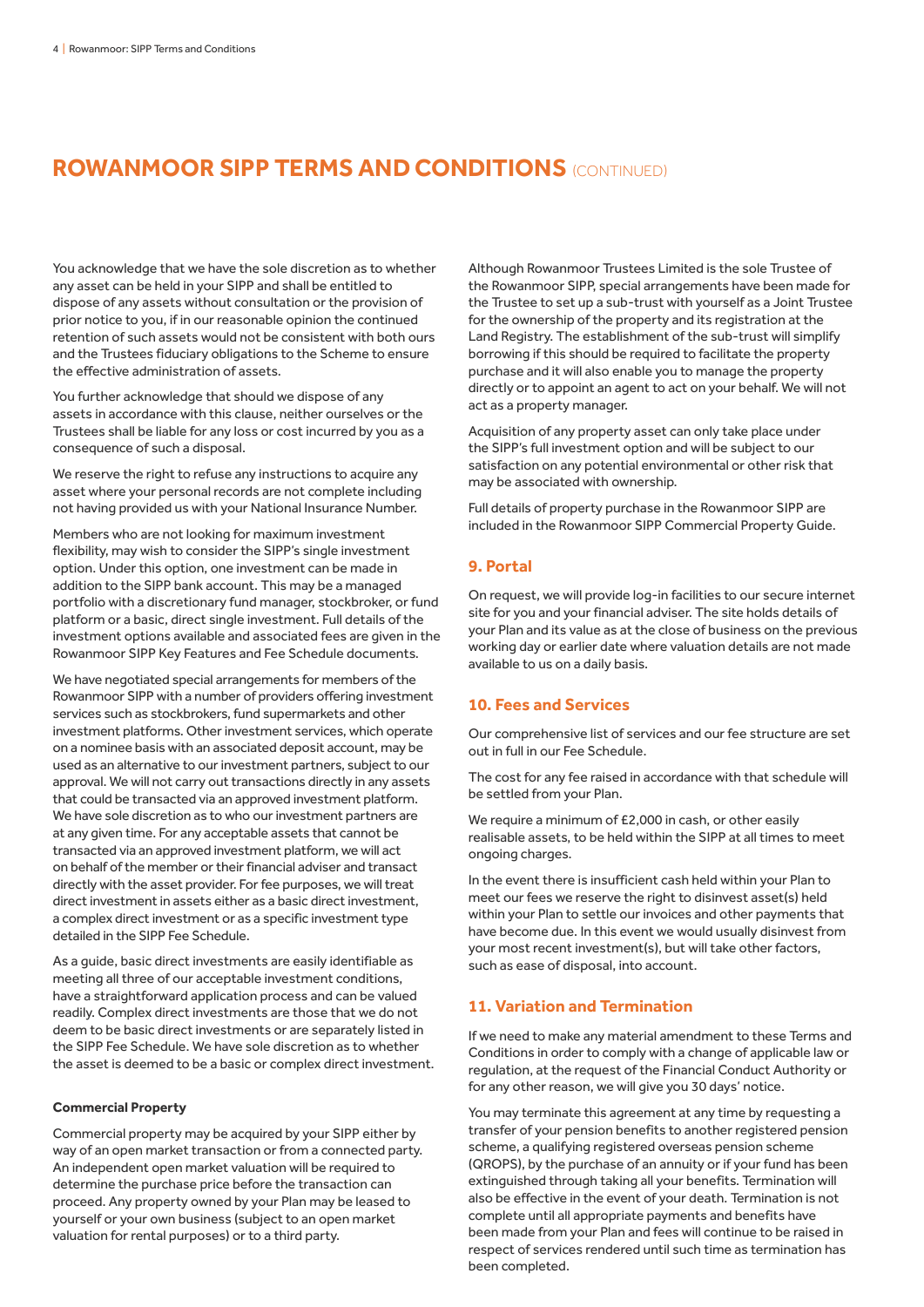# ROWANMOOR SIPP TERMS AND CONDITIONS (CONTINUED)

You acknowledge that we have the sole discretion as to whether any asset can be held in your SIPP and shall be entitled to dispose of any assets without consultation or the provision of prior notice to you, if in our reasonable opinion the continued retention of such assets would not be consistent with both ours and the Trustees fiduciary obligations to the Scheme to ensure the effective administration of assets.

You further acknowledge that should we dispose of any assets in accordance with this clause, neither ourselves or the Trustees shall be liable for any loss or cost incurred by you as a consequence of such a disposal.

We reserve the right to refuse any instructions to acquire any asset where your personal records are not complete including not having provided us with your National Insurance Number.

Members who are not looking for maximum investment flexibility, may wish to consider the SIPP's single investment option. Under this option, one investment can be made in addition to the SIPP bank account. This may be a managed portfolio with a discretionary fund manager, stockbroker, or fund platform or a basic, direct single investment. Full details of the investment options available and associated fees are given in the Rowanmoor SIPP Key Features and Fee Schedule documents.

We have negotiated special arrangements for members of the Rowanmoor SIPP with a number of providers offering investment services such as stockbrokers, fund supermarkets and other investment platforms. Other investment services, which operate on a nominee basis with an associated deposit account, may be used as an alternative to our investment partners, subject to our approval. We will not carry out transactions directly in any assets that could be transacted via an approved investment platform. We have sole discretion as to who our investment partners are at any given time. For any acceptable assets that cannot be transacted via an approved investment platform, we will act on behalf of the member or their financial adviser and transact directly with the asset provider. For fee purposes, we will treat direct investment in assets either as a basic direct investment, a complex direct investment or as a specific investment type detailed in the SIPP Fee Schedule.

As a guide, basic direct investments are easily identifiable as meeting all three of our acceptable investment conditions, have a straightforward application process and can be valued readily. Complex direct investments are those that we do not deem to be basic direct investments or are separately listed in the SIPP Fee Schedule. We have sole discretion as to whether the asset is deemed to be a basic or complex direct investment.

**Commercial Property**

Commercial property may be acquired by your SIPP either by way of an open market transaction or from a connected party. An independent open market valuation will be required to determine the purchase price before the transaction can proceed. Any property owned by your Plan may be leased to yourself or your own business (subject to an open market valuation for rental purposes) or to a third party.

Although Rowanmoor Trustees Limited is the sole Trustee of the Rowanmoor SIPP, special arrangements have been made for the Trustee to set up a sub-trust with yourself as a Joint Trustee for the ownership of the property and its registration at the Land Registry. The establishment of the sub-trust will simplify borrowing if this should be required to facilitate the property purchase and it will also enable you to manage the property directly or to appoint an agent to act on your behalf. We will not act as a property manager.

Acquisition of any property asset can only take place under the SIPP's full investment option and will be subject to our satisfaction on any potential environmental or other risk that may be associated with ownership.

Full details of property purchase in the Rowanmoor SIPP are included in the Rowanmoor SIPP Commercial Property Guide.

## 9. Portal

On request, we will provide log-in facilities to our secure internet site for you and your financial adviser. The site holds details of your Plan and its value as at the close of business on the previous working day or earlier date where valuation details are not made available to us on a daily basis.

## 10. Fees and Services

Our comprehensive list of services and our fee structure are set out in full in our Fee Schedule.

The cost for any fee raised in accordance with that schedule will be settled from your Plan.

We require a minimum of £2,000 in cash, or other easily realisable assets, to be held within the SIPP at all times to meet ongoing charges.

In the event there is insufficient cash held within your Plan to meet our fees we reserve the right to disinvest asset(s) held within your Plan to settle our invoices and other payments that have become due. In this event we would usually disinvest from your most recent investment(s), but will take other factors, such as ease of disposal, into account.

## 11. Variation and Termination

If we need to make any material amendment to these Terms and Conditions in order to comply with a change of applicable law or regulation, at the request of the Financial Conduct Authority or for any other reason, we will give you 30 days' notice.

You may terminate this agreement at any time by requesting a transfer of your pension benefits to another registered pension scheme, a qualifying registered overseas pension scheme (QROPS), by the purchase of an annuity or if your fund has been extinguished through taking all your benefits. Termination will also be effective in the event of your death. Termination is not complete until all appropriate payments and benefits have been made from your Plan and fees will continue to be raised in respect of services rendered until such time as termination has been completed.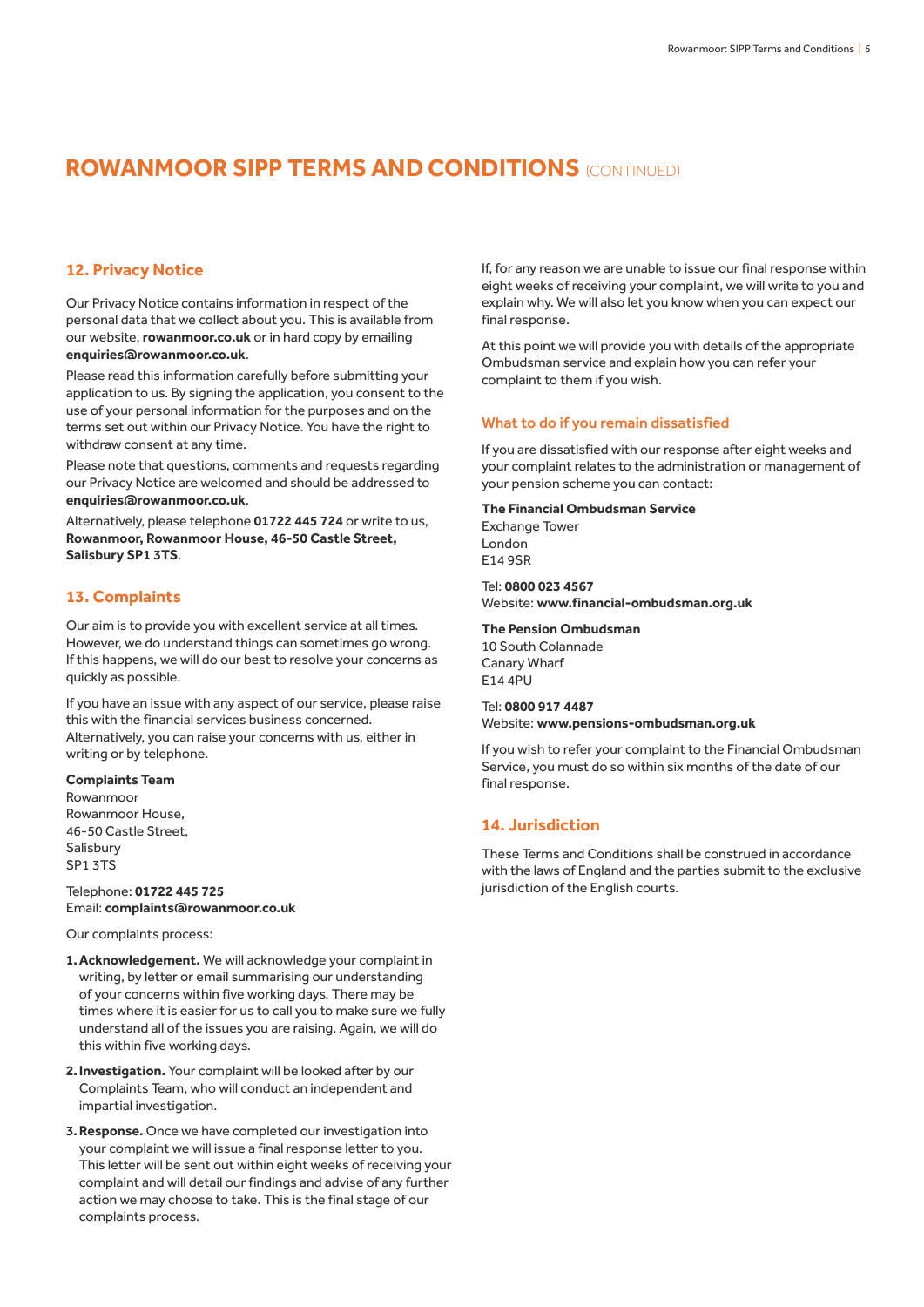# ROWANMOOR SIPP TERMS AND CONDITIONS (CONTINUED)

## 12. Privacy Notice

Our Privacy Notice contains information in respect of the personal data that we collect about you. This is available from our website, **rowanmoor.co.uk** or in hard copy by emailing **enquiries@rowanmoor.co.uk**.

Please read this information carefully before submitting your application to us. By signing the application, you consent to the use of your personal information for the purposes and on the terms set out within our Privacy Notice. You have the right to withdraw consent at any time.

Please note that questions, comments and requests regarding our Privacy Notice are welcomed and should be addressed to **enquiries@rowanmoor.co.uk**.

Alternatively, please telephone **01722 445 724** or write to us, **Rowanmoor, Rowanmoor House, 46-50 Castle Street, Salisbury SP1 3TS**.

## 13. Complaints

Our aim is to provide you with excellent service at all times. However, we do understand things can sometimes go wrong. If this happens, we will do our best to resolve your concerns as quickly as possible.

If you have an issue with any aspect of our service, please raise this with the financial services business concerned. Alternatively, you can raise your concerns with us, either in writing or by telephone.

**Complaints Team**
Rowanmoor
Rowanmoor House,
46-50 Castle Street,
Salisbury
SP1 3TS

Telephone: **01722 445 725**
Email: **complaints@rowanmoor.co.uk**

Our complaints process:

1. **Acknowledgement.** We will acknowledge your complaint in writing, by letter or email summarising our understanding of your concerns within five working days. There may be times where it is easier for us to call you to make sure we fully understand all of the issues you are raising. Again, we will do this within five working days.
2. **Investigation.** Your complaint will be looked after by our Complaints Team, who will conduct an independent and impartial investigation.
3. **Response.** Once we have completed our investigation into your complaint we will issue a final response letter to you. This letter will be sent out within eight weeks of receiving your complaint and will detail our findings and advise of any further action we may choose to take. This is the final stage of our complaints process.

If, for any reason we are unable to issue our final response within eight weeks of receiving your complaint, we will write to you and explain why. We will also let you know when you can expect our final response.

At this point we will provide you with details of the appropriate Ombudsman service and explain how you can refer your complaint to them if you wish.

### What to do if you remain dissatisfied

If you are dissatisfied with our response after eight weeks and your complaint relates to the administration or management of your pension scheme you can contact:

**The Financial Ombudsman Service**
Exchange Tower
London
E14 9SR

Tel: **0800 023 4567**
Website: **www.financial-ombudsman.org.uk**

**The Pension Ombudsman**
10 South Colannade
Canary Wharf
E14 4PU

Tel: **0800 917 4487**
Website: **www.pensions-ombudsman.org.uk**

If you wish to refer your complaint to the Financial Ombudsman Service, you must do so within six months of the date of our final response.

## 14. Jurisdiction

These Terms and Conditions shall be construed in accordance with the laws of England and the parties submit to the exclusive jurisdiction of the English courts.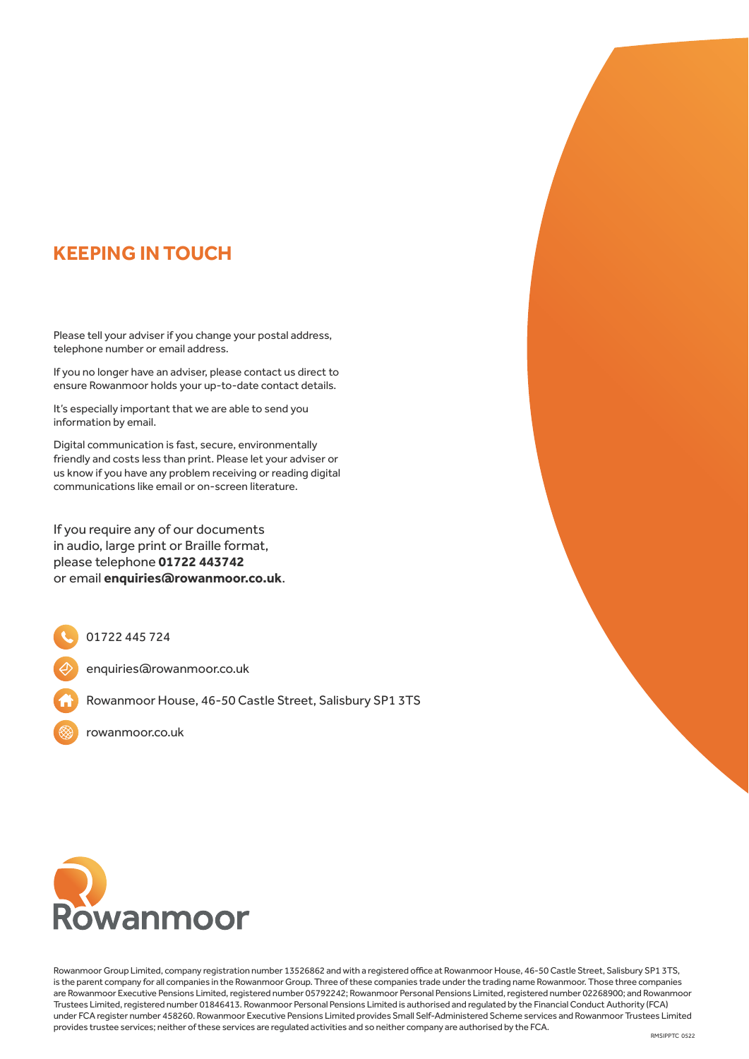## KEEPING IN TOUCH

Please tell your adviser if you change your postal address, telephone number or email address.

If you no longer have an adviser, please contact us direct to ensure Rowanmoor holds your up-to-date contact details.

It's especially important that we are able to send you information by email.

Digital communication is fast, secure, environmentally friendly and costs less than print. Please let your adviser or us know if you have any problem receiving or reading digital communications like email or on-screen literature.

If you require any of our documents in audio, large print or Braille format, please telephone **01722 443742** or email **enquiries@rowanmoor.co.uk**.

01722 445 724

enquiries@rowanmoor.co.uk

Rowanmoor House, 46-50 Castle Street, Salisbury SP1 3TS

rowanmoor.co.uk

Rowanmoor

Rowanmoor Group Limited, company registration number 13526862 and with a registered office at Rowanmoor House, 46-50 Castle Street, Salisbury SP1 3TS, is the parent company for all companies in the Rowanmoor Group. Three of these companies trade under the trading name Rowanmoor. Those three companies are Rowanmoor Executive Pensions Limited, registered number 05792242; Rowanmoor Personal Pensions Limited, registered number 02268900; and Rowanmoor Trustees Limited, registered number 01846413. Rowanmoor Personal Pensions Limited is authorised and regulated by the Financial Conduct Authority (FCA) under FCA register number 458260. Rowanmoor Executive Pensions Limited provides Small Self-Administered Scheme services and Rowanmoor Trustees Limited provides trustee services; neither of these services are regulated activities and so neither company are authorised by the FCA.

RMSIPPTC 0522